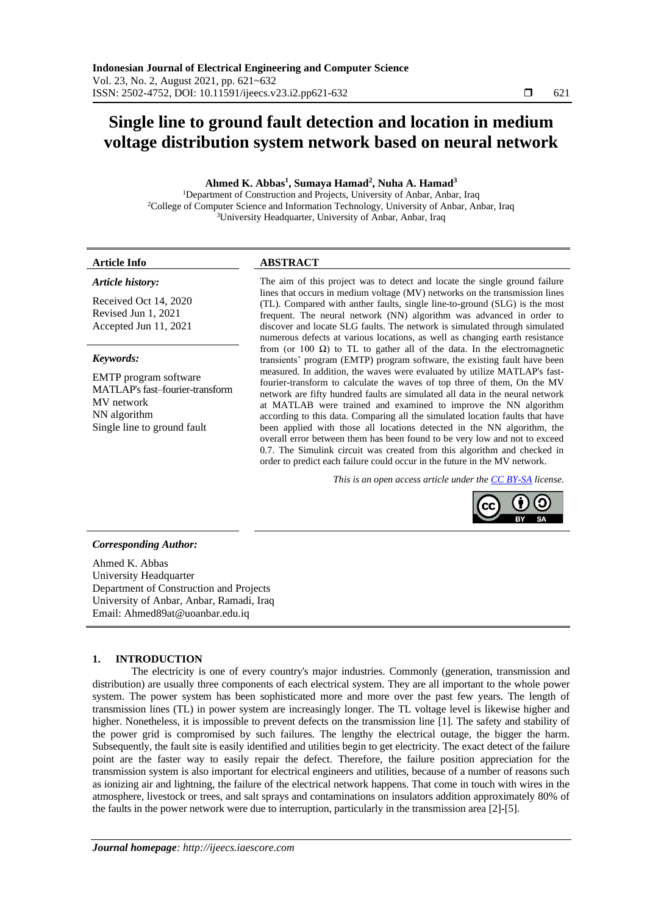# Single line to ground fault detection and location in medium voltage distribution system network based on neural network

**Ahmed K. Abbas[1], Sumaya Hamad[2], Nuha A. Hamad[3]**

[1]Department of Construction and Projects, University of Anbar, Anbar, Iraq
[2]College of Computer Science and Information Technology, University of Anbar, Anbar, Iraq
[3]University Headquarter, University of Anbar, Anbar, Iraq

**Article Info**

***Article history:***

Received Oct 14, 2020
Revised Jun 1, 2021
Accepted Jun 11, 2021

***Keywords:***

EMTP program software
MATLAP's fast–fourier-transform
MV network
NN algorithm
Single line to ground fault

**ABSTRACT**

The aim of this project was to detect and locate the single ground failure lines that occurs in medium voltage (MV) networks on the transmission lines (TL). Compared with anther faults, single line-to-ground (SLG) is the most frequent. The neural network (NN) algorithm was advanced in order to discover and locate SLG faults. The network is simulated through simulated numerous defects at various locations, as well as changing earth resistance from (or 100 Ω) to TL to gather all of the data. In the electromagnetic transients' program (EMTP) program software, the existing fault have been measured. In addition, the waves were evaluated by utilize MATLAP's fast-fourier-transform to calculate the waves of top three of them, On the MV network are fifty hundred faults are simulated all data in the neural network at MATLAB were trained and examined to improve the NN algorithm according to this data. Comparing all the simulated location faults that have been applied with those all locations detected in the NN algorithm, the overall error between them has been found to be very low and not to exceed 0.7. The Simulink circuit was created from this algorithm and checked in order to predict each failure could occur in the future in the MV network.

*This is an open access article under the CC BY-SA license.*

***Corresponding Author:***

Ahmed K. Abbas
University Headquarter
Department of Construction and Projects
University of Anbar, Anbar, Ramadi, Iraq
Email: Ahmed89at@uoanbar.edu.iq

## 1. INTRODUCTION

The electricity is one of every country's major industries. Commonly (generation, transmission and distribution) are usually three components of each electrical system. They are all important to the whole power system. The power system has been sophisticated more and more over the past few years. The length of transmission lines (TL) in power system are increasingly longer. The TL voltage level is likewise higher and higher. Nonetheless, it is impossible to prevent defects on the transmission line [1]. The safety and stability of the power grid is compromised by such failures. The lengthy the electrical outage, the bigger the harm. Subsequently, the fault site is easily identified and utilities begin to get electricity. The exact detect of the failure point are the faster way to easily repair the defect. Therefore, the failure position appreciation for the transmission system is also important for electrical engineers and utilities, because of a number of reasons such as ionizing air and lightning, the failure of the electrical network happens. That come in touch with wires in the atmosphere, livestock or trees, and salt sprays and contaminations on insulators addition approximately 80% of the faults in the power network were due to interruption, particularly in the transmission area [2]-[5].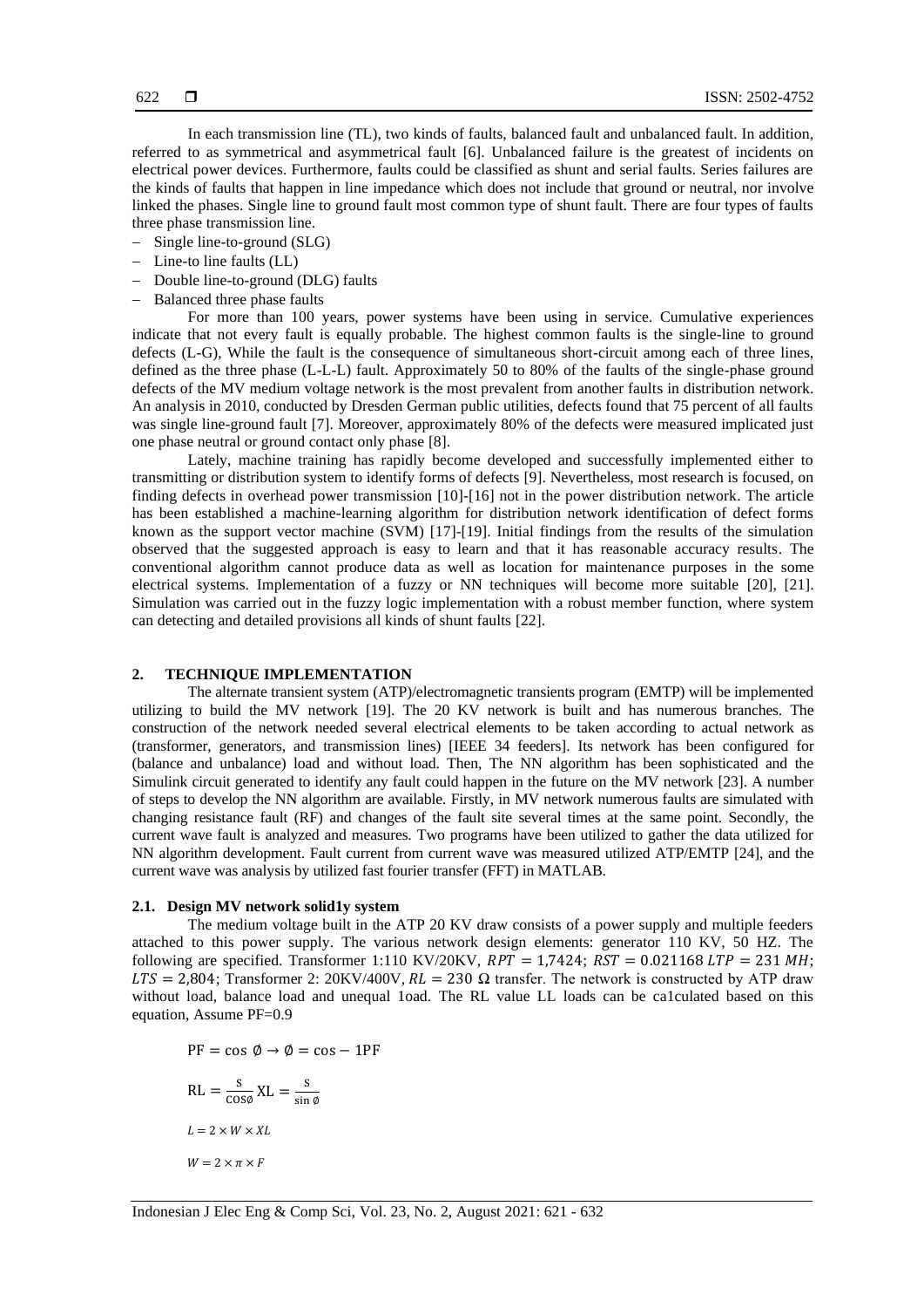In each transmission line (TL), two kinds of faults, balanced fault and unbalanced fault. In addition, referred to as symmetrical and asymmetrical fault [6]. Unbalanced failure is the greatest of incidents on electrical power devices. Furthermore, faults could be classified as shunt and serial faults. Series failures are the kinds of faults that happen in line impedance which does not include that ground or neutral, nor involve linked the phases. Single line to ground fault most common type of shunt fault. There are four types of faults three phase transmission line.

- Single line-to-ground (SLG)
- Line-to line faults (LL)
- Double line-to-ground (DLG) faults
- Balanced three phase faults

For more than 100 years, power systems have been using in service. Cumulative experiences indicate that not every fault is equally probable. The highest common faults is the single-line to ground defects (L-G), While the fault is the consequence of simultaneous short-circuit among each of three lines, defined as the three phase (L-L-L) fault. Approximately 50 to 80% of the faults of the single-phase ground defects of the MV medium voltage network is the most prevalent from another faults in distribution network. An analysis in 2010, conducted by Dresden German public utilities, defects found that 75 percent of all faults was single line-ground fault [7]. Moreover, approximately 80% of the defects were measured implicated just one phase neutral or ground contact only phase [8].

Lately, machine training has rapidly become developed and successfully implemented either to transmitting or distribution system to identify forms of defects [9]. Nevertheless, most research is focused, on finding defects in overhead power transmission [10]-[16] not in the power distribution network. The article has been established a machine-learning algorithm for distribution network identification of defect forms known as the support vector machine (SVM) [17]-[19]. Initial findings from the results of the simulation observed that the suggested approach is easy to learn and that it has reasonable accuracy results. The conventional algorithm cannot produce data as well as location for maintenance purposes in the some electrical systems. Implementation of a fuzzy or NN techniques will become more suitable [20], [21]. Simulation was carried out in the fuzzy logic implementation with a robust member function, where system can detecting and detailed provisions all kinds of shunt faults [22].

## 2. TECHNIQUE IMPLEMENTATION

The alternate transient system (ATP)/electromagnetic transients program (EMTP) will be implemented utilizing to build the MV network [19]. The 20 KV network is built and has numerous branches. The construction of the network needed several electrical elements to be taken according to actual network as (transformer, generators, and transmission lines) [IEEE 34 feeders]. Its network has been configured for (balance and unbalance) load and without load. Then, The NN algorithm has been sophisticated and the Simulink circuit generated to identify any fault could happen in the future on the MV network [23]. A number of steps to develop the NN algorithm are available. Firstly, in MV network numerous faults are simulated with changing resistance fault (RF) and changes of the fault site several times at the same point. Secondly, the current wave fault is analyzed and measures. Two programs have been utilized to gather the data utilized for NN algorithm development. Fault current from current wave was measured utilized ATP/EMTP [24], and the current wave was analysis by utilized fast fourier transfer (FFT) in MATLAB.

### 2.1. Design MV network solid1y system

The medium voltage built in the ATP 20 KV draw consists of a power supply and multiple feeders attached to this power supply. The various network design elements: generator 110 KV, 50 HZ. The following are specified. Transformer 1:110 KV/20KV, $RPT = 1{,}7424$; $RST = 0.021168$ $LTP = 231\ MH$; $LTS = 2{,}804$; Transformer 2: 20KV/400V, $RL = 230\ \Omega$ transfer. The network is constructed by ATP draw without load, balance load and unequal 1oad. The RL value LL loads can be ca1culated based on this equation, Assume PF=0.9

$$\mathrm{PF} = \cos\ \emptyset \rightarrow \emptyset = \cos - 1\mathrm{PF}$$

$$\mathrm{RL} = \frac{S}{\cos\emptyset}\ \mathrm{XL} = \frac{S}{\sin\emptyset}$$

$$L = 2 \times W \times XL$$

$$W = 2 \times \pi \times F$$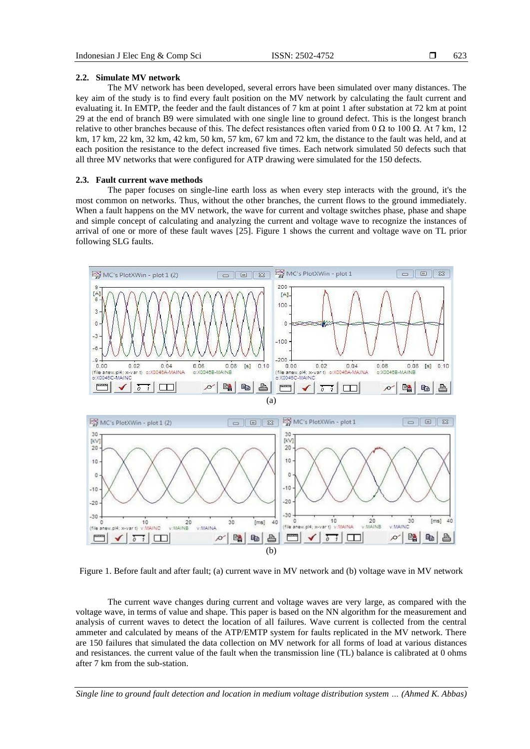### 2.2. Simulate MV network

The MV network has been developed, several errors have been simulated over many distances. The key aim of the study is to find every fault position on the MV network by calculating the fault current and evaluating it. In EMTP, the feeder and the fault distances of 7 km at point 1 after substation at 72 km at point 29 at the end of branch B9 were simulated with one single line to ground defect. This is the longest branch relative to other branches because of this. The defect resistances often varied from 0 Ω to 100 Ω. At 7 km, 12 km, 17 km, 22 km, 32 km, 42 km, 50 km, 57 km, 67 km and 72 km, the distance to the fault was held, and at each position the resistance to the defect increased five times. Each network simulated 50 defects such that all three MV networks that were configured for ATP drawing were simulated for the 150 defects.

### 2.3. Fault current wave methods

The paper focuses on single-line earth loss as when every step interacts with the ground, it's the most common on networks. Thus, without the other branches, the current flows to the ground immediately. When a fault happens on the MV network, the wave for current and voltage switches phase, phase and shape and simple concept of calculating and analyzing the current and voltage wave to recognize the instances of arrival of one or more of these fault waves [25]. Figure 1 shows the current and voltage wave on TL prior following SLG faults.

Figure 1. Before fault and after fault; (a) current wave in MV network and (b) voltage wave in MV network

The current wave changes during current and voltage waves are very large, as compared with the voltage wave, in terms of value and shape. This paper is based on the NN algorithm for the measurement and analysis of current waves to detect the location of all failures. Wave current is collected from the central ammeter and calculated by means of the ATP/EMTP system for faults replicated in the MV network. There are 150 failures that simulated the data collection on MV network for all forms of load at various distances and resistances. the current value of the fault when the transmission line (TL) balance is calibrated at 0 ohms after 7 km from the sub-station.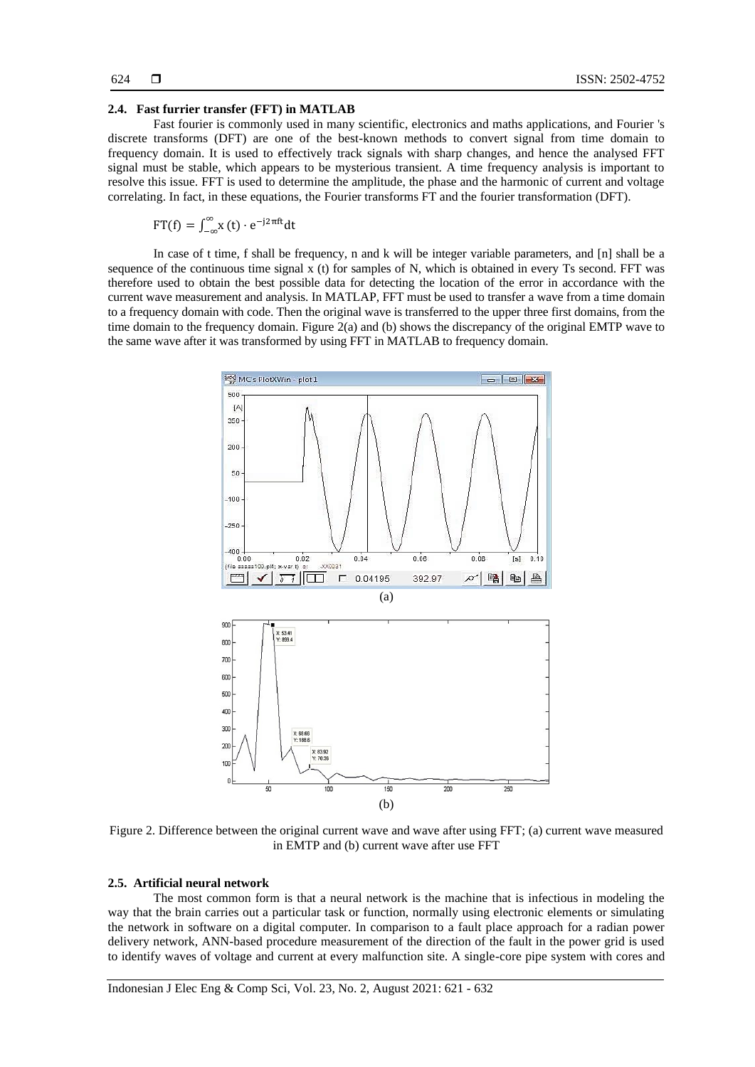### 2.4. Fast furrier transfer (FFT) in MATLAB

Fast fourier is commonly used in many scientific, electronics and maths applications, and Fourier 's discrete transforms (DFT) are one of the best-known methods to convert signal from time domain to frequency domain. It is used to effectively track signals with sharp changes, and hence the analysed FFT signal must be stable, which appears to be mysterious transient. A time frequency analysis is important to resolve this issue. FFT is used to determine the amplitude, the phase and the harmonic of current and voltage correlating. In fact, in these equations, the Fourier transforms FT and the fourier transformation (DFT).

$$\mathrm{FT}(f) = \int_{-\infty}^{\infty} x(t) \cdot e^{-j2\pi ft} dt$$

In case of t time, f shall be frequency, n and k will be integer variable parameters, and [n] shall be a sequence of the continuous time signal x (t) for samples of N, which is obtained in every Ts second. FFT was therefore used to obtain the best possible data for detecting the location of the error in accordance with the current wave measurement and analysis. In MATLAP, FFT must be used to transfer a wave from a time domain to a frequency domain with code. Then the original wave is transferred to the upper three first domains, from the time domain to the frequency domain. Figure 2(a) and (b) shows the discrepancy of the original EMTP wave to the same wave after it was transformed by using FFT in MATLAB to frequency domain.

(a)

(b)

Figure 2. Difference between the original current wave and wave after using FFT; (a) current wave measured in EMTP and (b) current wave after use FFT

### 2.5. Artificial neural network

The most common form is that a neural network is the machine that is infectious in modeling the way that the brain carries out a particular task or function, normally using electronic elements or simulating the network in software on a digital computer. In comparison to a fault place approach for a radian power delivery network, ANN-based procedure measurement of the direction of the fault in the power grid is used to identify waves of voltage and current at every malfunction site. A single-core pipe system with cores and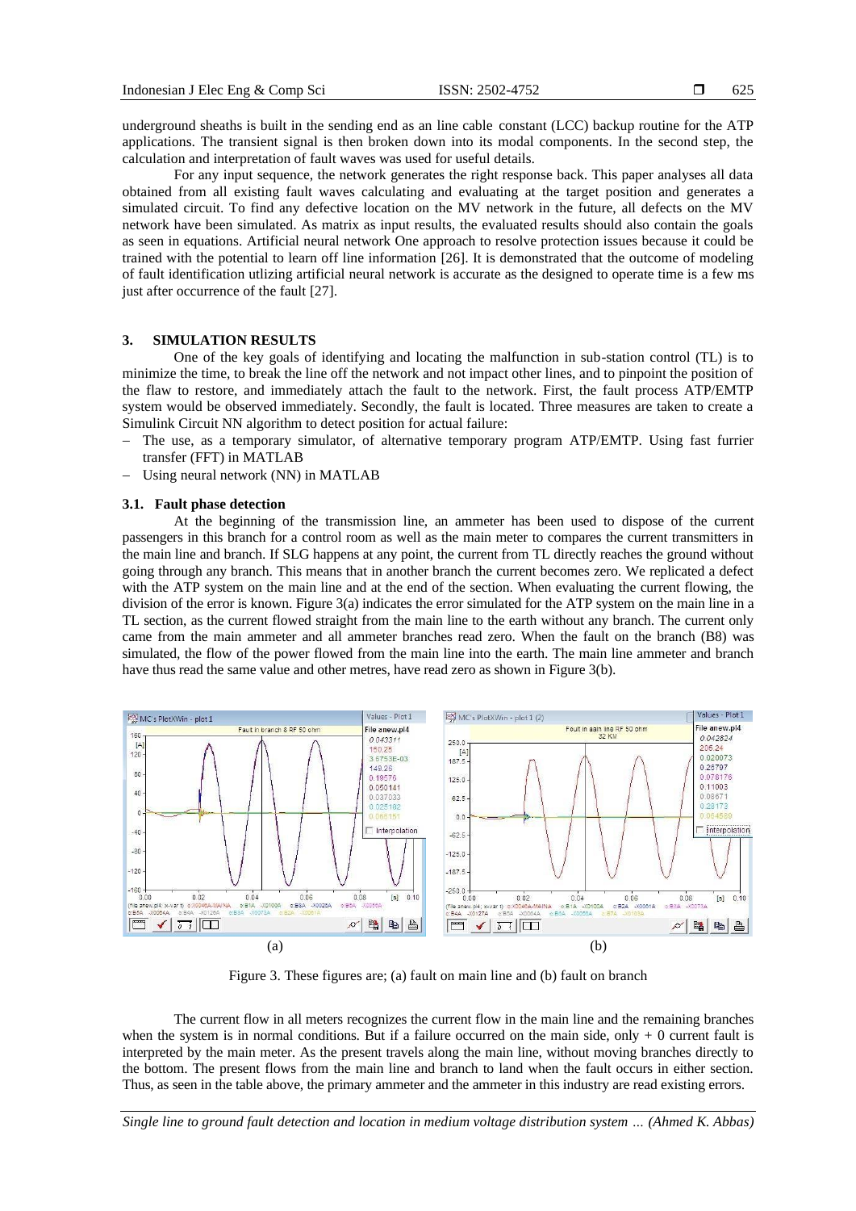underground sheaths is built in the sending end as an line cable constant (LCC) backup routine for the ATP applications. The transient signal is then broken down into its modal components. In the second step, the calculation and interpretation of fault waves was used for useful details.

For any input sequence, the network generates the right response back. This paper analyses all data obtained from all existing fault waves calculating and evaluating at the target position and generates a simulated circuit. To find any defective location on the MV network in the future, all defects on the MV network have been simulated. As matrix as input results, the evaluated results should also contain the goals as seen in equations. Artificial neural network One approach to resolve protection issues because it could be trained with the potential to learn off line information [26]. It is demonstrated that the outcome of modeling of fault identification utlizing artificial neural network is accurate as the designed to operate time is a few ms just after occurrence of the fault [27].

## 3. SIMULATION RESULTS

One of the key goals of identifying and locating the malfunction in sub-station control (TL) is to minimize the time, to break the line off the network and not impact other lines, and to pinpoint the position of the flaw to restore, and immediately attach the fault to the network. First, the fault process ATP/EMTP system would be observed immediately. Secondly, the fault is located. Three measures are taken to create a Simulink Circuit NN algorithm to detect position for actual failure:

- The use, as a temporary simulator, of alternative temporary program ATP/EMTP. Using fast furrier transfer (FFT) in MATLAB
- Using neural network (NN) in MATLAB

### 3.1. Fault phase detection

At the beginning of the transmission line, an ammeter has been used to dispose of the current passengers in this branch for a control room as well as the main meter to compares the current transmitters in the main line and branch. If SLG happens at any point, the current from TL directly reaches the ground without going through any branch. This means that in another branch the current becomes zero. We replicated a defect with the ATP system on the main line and at the end of the section. When evaluating the current flowing, the division of the error is known. Figure 3(a) indicates the error simulated for the ATP system on the main line in a TL section, as the current flowed straight from the main line to the earth without any branch. The current only came from the main ammeter and all ammeter branches read zero. When the fault on the branch (B8) was simulated, the flow of the power flowed from the main line into the earth. The main line ammeter and branch have thus read the same value and other metres, have read zero as shown in Figure 3(b).

(a) (b)

Figure 3. These figures are; (a) fault on main line and (b) fault on branch

The current flow in all meters recognizes the current flow in the main line and the remaining branches when the system is in normal conditions. But if a failure occurred on the main side, only + 0 current fault is interpreted by the main meter. As the present travels along the main line, without moving branches directly to the bottom. The present flows from the main line and branch to land when the fault occurs in either section. Thus, as seen in the table above, the primary ammeter and the ammeter in this industry are read existing errors.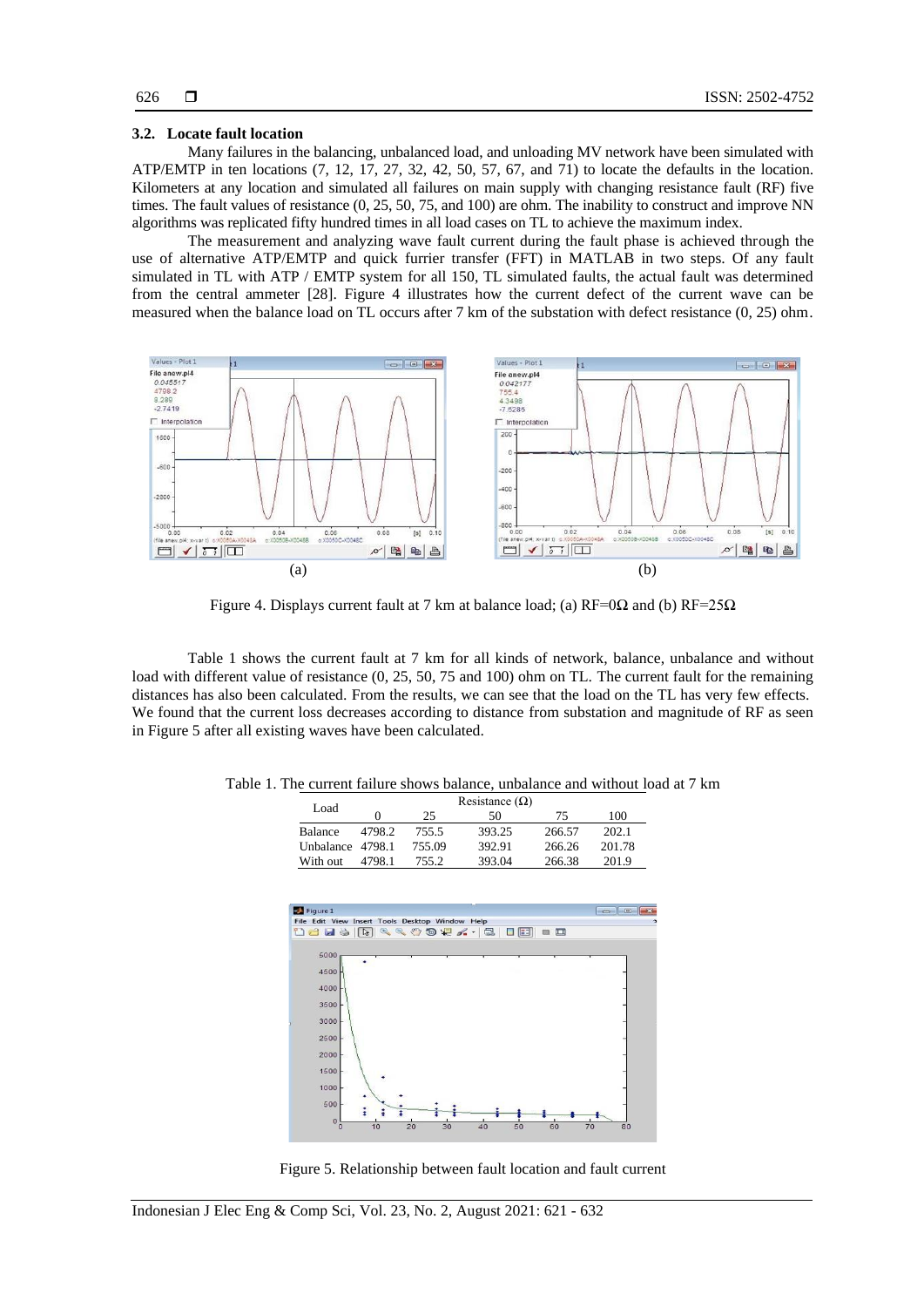### 3.2. Locate fault location

Many failures in the balancing, unbalanced load, and unloading MV network have been simulated with ATP/EMTP in ten locations (7, 12, 17, 27, 32, 42, 50, 57, 67, and 71) to locate the defaults in the location. Kilometers at any location and simulated all failures on main supply with changing resistance fault (RF) five times. The fault values of resistance (0, 25, 50, 75, and 100) are ohm. The inability to construct and improve NN algorithms was replicated fifty hundred times in all load cases on TL to achieve the maximum index.

The measurement and analyzing wave fault current during the fault phase is achieved through the use of alternative ATP/EMTP and quick furrier transfer (FFT) in MATLAB in two steps. Of any fault simulated in TL with ATP / EMTP system for all 150, TL simulated faults, the actual fault was determined from the central ammeter [28]. Figure 4 illustrates how the current defect of the current wave can be measured when the balance load on TL occurs after 7 km of the substation with defect resistance (0, 25) ohm.

(a) (b)

Figure 4. Displays current fault at 7 km at balance load; (a) RF=0Ω and (b) RF=25Ω

Table 1 shows the current fault at 7 km for all kinds of network, balance, unbalance and without load with different value of resistance (0, 25, 50, 75 and 100) ohm on TL. The current fault for the remaining distances has also been calculated. From the results, we can see that the load on the TL has very few effects. We found that the current loss decreases according to distance from substation and magnitude of RF as seen in Figure 5 after all existing waves have been calculated.

Table 1. The current failure shows balance, unbalance and without load at 7 km

| Load | Resistance (Ω) | | | | |
|---|---|---|---|---|---|
| | 0 | 25 | 50 | 75 | 100 |
| Balance | 4798.2 | 755.5 | 393.25 | 266.57 | 202.1 |
| Unbalance | 4798.1 | 755.09 | 392.91 | 266.26 | 201.78 |
| With out | 4798.1 | 755.2 | 393.04 | 266.38 | 201.9 |

Figure 5. Relationship between fault location and fault current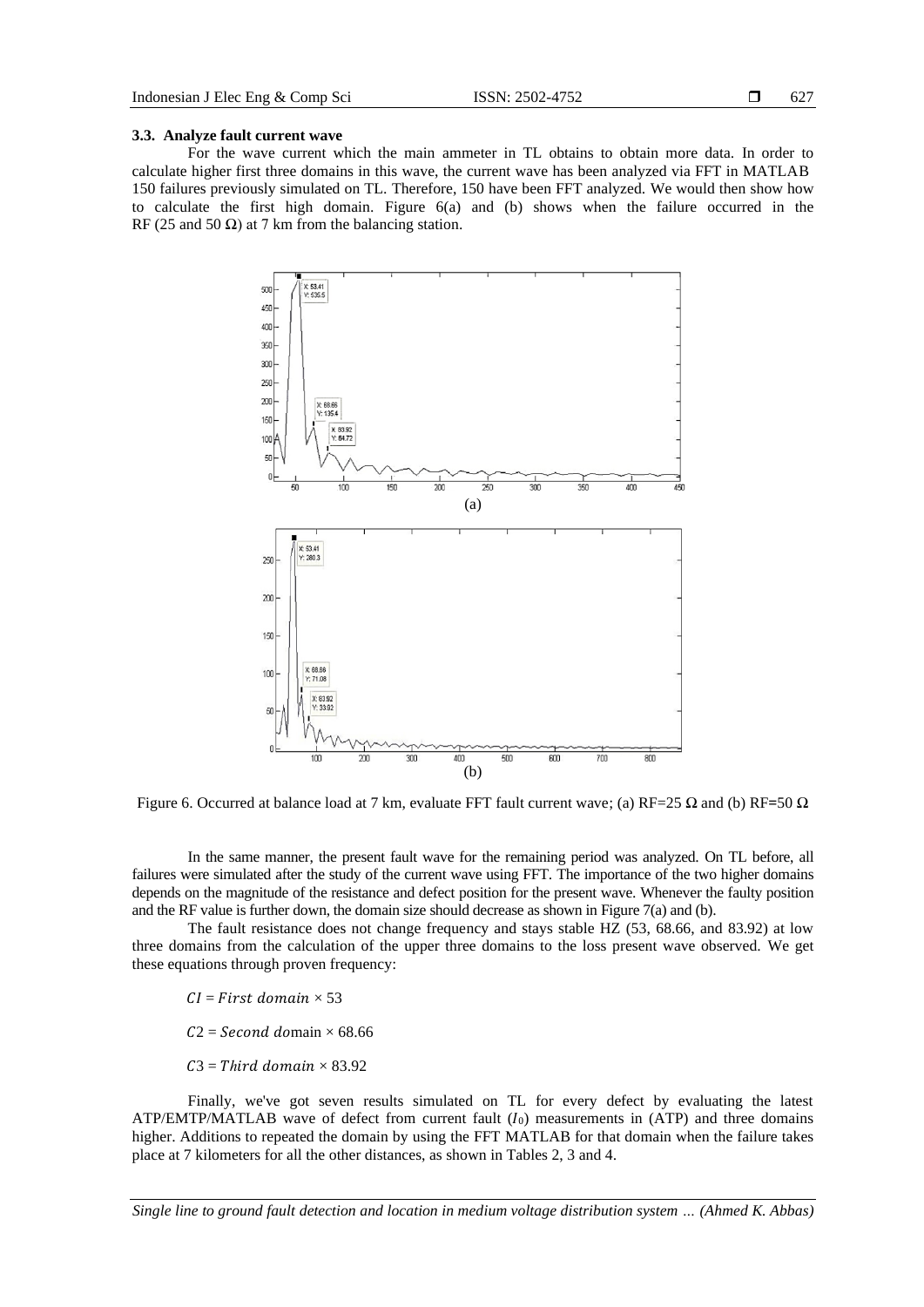### 3.3. Analyze fault current wave

For the wave current which the main ammeter in TL obtains to obtain more data. In order to calculate higher first three domains in this wave, the current wave has been analyzed via FFT in MATLAB 150 failures previously simulated on TL. Therefore, 150 have been FFT analyzed. We would then show how to calculate the first high domain. Figure 6(a) and (b) shows when the failure occurred in the RF (25 and 50 Ω) at 7 km from the balancing station.

(a)

(b)

Figure 6. Occurred at balance load at 7 km, evaluate FFT fault current wave; (a) RF=25 Ω and (b) RF=50 Ω

In the same manner, the present fault wave for the remaining period was analyzed. On TL before, all failures were simulated after the study of the current wave using FFT. The importance of the two higher domains depends on the magnitude of the resistance and defect position for the present wave. Whenever the faulty position and the RF value is further down, the domain size should decrease as shown in Figure 7(a) and (b).

The fault resistance does not change frequency and stays stable HZ (53, 68.66, and 83.92) at low three domains from the calculation of the upper three domains to the loss present wave observed. We get these equations through proven frequency:

$CI = First\ domain \times 53$

$C2 = Second\ domain \times 68.66$

$C3 = Third\ domain \times 83.92$

Finally, we've got seven results simulated on TL for every defect by evaluating the latest ATP/EMTP/MATLAB wave of defect from current fault ($I_0$) measurements in (ATP) and three domains higher. Additions to repeated the domain by using the FFT MATLAB for that domain when the failure takes place at 7 kilometers for all the other distances, as shown in Tables 2, 3 and 4.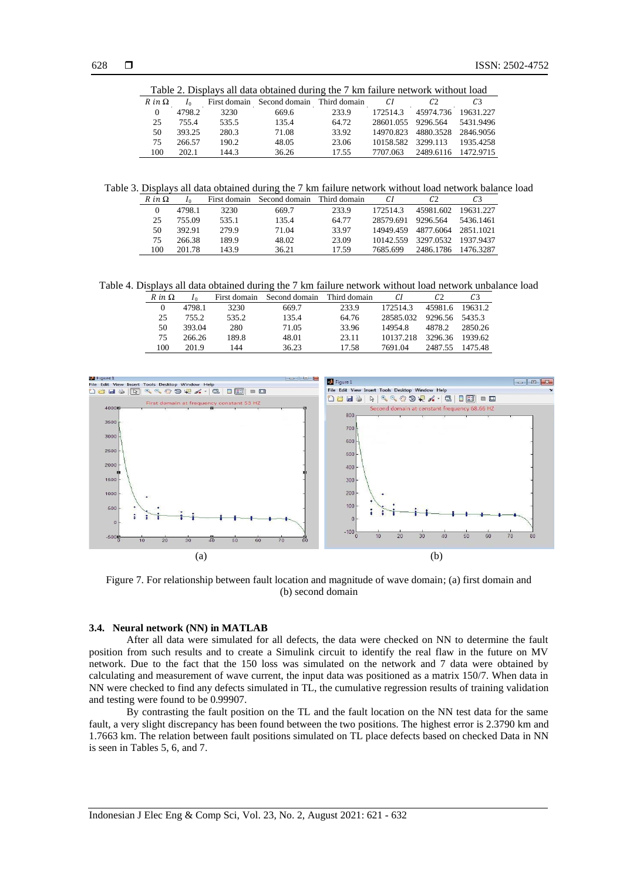Table 2. Displays all data obtained during the 7 km failure network without load

| $R$ in Ω | $I_0$ | First domain | Second domain | Third domain | $C1$ | $C2$ | $C3$ |
|---|---|---|---|---|---|---|---|
| 0 | 4798.2 | 3230 | 669.6 | 233.9 | 172514.3 | 45974.736 | 19631.227 |
| 25 | 755.4 | 535.5 | 135.4 | 64.72 | 28601.055 | 9296.564 | 5431.9496 |
| 50 | 393.25 | 280.3 | 71.08 | 33.92 | 14970.823 | 4880.3528 | 2846.9056 |
| 75 | 266.57 | 190.2 | 48.05 | 23.06 | 10158.582 | 3299.113 | 1935.4258 |
| 100 | 202.1 | 144.3 | 36.26 | 17.55 | 7707.063 | 2489.6116 | 1472.9715 |

Table 3. Displays all data obtained during the 7 km failure network without load network balance load

| $R$ in Ω | $I_0$ | First domain | Second domain | Third domain | $C1$ | $C2$ | $C3$ |
|---|---|---|---|---|---|---|---|
| 0 | 4798.1 | 3230 | 669.7 | 233.9 | 172514.3 | 45981.602 | 19631.227 |
| 25 | 755.09 | 535.1 | 135.4 | 64.77 | 28579.691 | 9296.564 | 5436.1461 |
| 50 | 392.91 | 279.9 | 71.04 | 33.97 | 14949.459 | 4877.6064 | 2851.1021 |
| 75 | 266.38 | 189.9 | 48.02 | 23.09 | 10142.559 | 3297.0532 | 1937.9437 |
| 100 | 201.78 | 143.9 | 36.21 | 17.59 | 7685.699 | 2486.1786 | 1476.3287 |

Table 4. Displays all data obtained during the 7 km failure network without load network unbalance load

| $R$ in Ω | $I_0$ | First domain | Second domain | Third domain | $C1$ | $C2$ | $C3$ |
|---|---|---|---|---|---|---|---|
| 0 | 4798.1 | 3230 | 669.7 | 233.9 | 172514.3 | 45981.6 | 19631.2 |
| 25 | 755.2 | 535.2 | 135.4 | 64.76 | 28585.032 | 9296.56 | 5435.3 |
| 50 | 393.04 | 280 | 71.05 | 33.96 | 14954.8 | 4878.2 | 2850.26 |
| 75 | 266.26 | 189.8 | 48.01 | 23.11 | 10137.218 | 3296.36 | 1939.62 |
| 100 | 201.9 | 144 | 36.23 | 17.58 | 7691.04 | 2487.55 | 1475.48 |

(a) (b)

Figure 7. For relationship between fault location and magnitude of wave domain; (a) first domain and (b) second domain

### 3.4. Neural network (NN) in MATLAB

After all data were simulated for all defects, the data were checked on NN to determine the fault position from such results and to create a Simulink circuit to identify the real flaw in the future on MV network. Due to the fact that the 150 loss was simulated on the network and 7 data were obtained by calculating and measurement of wave current, the input data was positioned as a matrix 150/7. When data in NN were checked to find any defects simulated in TL, the cumulative regression results of training validation and testing were found to be 0.99907.

By contrasting the fault position on the TL and the fault location on the NN test data for the same fault, a very slight discrepancy has been found between the two positions. The highest error is 2.3790 km and 1.7663 km. The relation between fault positions simulated on TL place defects based on checked Data in NN is seen in Tables 5, 6, and 7.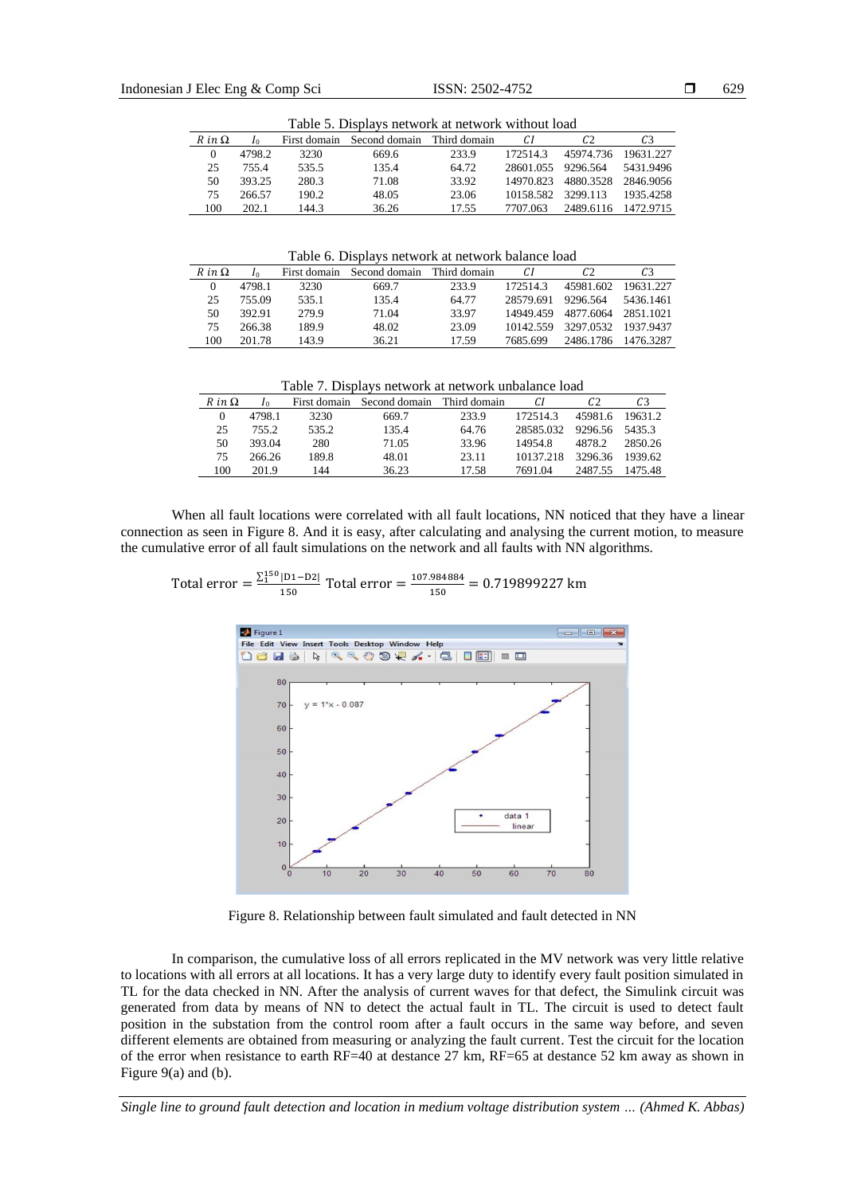Table 5. Displays network at network without load

| $R$ in Ω | $I_0$ | First domain | Second domain | Third domain | $C1$ | $C2$ | $C3$ |
|---|---|---|---|---|---|---|---|
| 0 | 4798.2 | 3230 | 669.6 | 233.9 | 172514.3 | 45974.736 | 19631.227 |
| 25 | 755.4 | 535.5 | 135.4 | 64.72 | 28601.055 | 9296.564 | 5431.9496 |
| 50 | 393.25 | 280.3 | 71.08 | 33.92 | 14970.823 | 4880.3528 | 2846.9056 |
| 75 | 266.57 | 190.2 | 48.05 | 23.06 | 10158.582 | 3299.113 | 1935.4258 |
| 100 | 202.1 | 144.3 | 36.26 | 17.55 | 7707.063 | 2489.6116 | 1472.9715 |

Table 6. Displays network at network balance load

| $R$ in Ω | $I_0$ | First domain | Second domain | Third domain | $C1$ | $C2$ | $C3$ |
|---|---|---|---|---|---|---|---|
| 0 | 4798.1 | 3230 | 669.7 | 233.9 | 172514.3 | 45981.602 | 19631.227 |
| 25 | 755.09 | 535.1 | 135.4 | 64.77 | 28579.691 | 9296.564 | 5436.1461 |
| 50 | 392.91 | 279.9 | 71.04 | 33.97 | 14949.459 | 4877.6064 | 2851.1021 |
| 75 | 266.38 | 189.9 | 48.02 | 23.09 | 10142.559 | 3297.0532 | 1937.9437 |
| 100 | 201.78 | 143.9 | 36.21 | 17.59 | 7685.699 | 2486.1786 | 1476.3287 |

Table 7. Displays network at network unbalance load

| $R$ in Ω | $I_0$ | First domain | Second domain | Third domain | $C1$ | $C2$ | $C3$ |
|---|---|---|---|---|---|---|---|
| 0 | 4798.1 | 3230 | 669.7 | 233.9 | 172514.3 | 45981.6 | 19631.2 |
| 25 | 755.2 | 535.2 | 135.4 | 64.76 | 28585.032 | 9296.56 | 5435.3 |
| 50 | 393.04 | 280 | 71.05 | 33.96 | 14954.8 | 4878.2 | 2850.26 |
| 75 | 266.26 | 189.8 | 48.01 | 23.11 | 10137.218 | 3296.36 | 1939.62 |
| 100 | 201.9 | 144 | 36.23 | 17.58 | 7691.04 | 2487.55 | 1475.48 |

When all fault locations were correlated with all fault locations, NN noticed that they have a linear connection as seen in Figure 8. And it is easy, after calculating and analysing the current motion, to measure the cumulative error of all fault simulations on the network and all faults with NN algorithms.

$$\text{Total error} = \frac{\sum_{1}^{150}|D1-D2|}{150} \quad \text{Total error} = \frac{107.984884}{150} = 0.719899227 \text{ km}$$

Figure 8. Relationship between fault simulated and fault detected in NN

In comparison, the cumulative loss of all errors replicated in the MV network was very little relative to locations with all errors at all locations. It has a very large duty to identify every fault position simulated in TL for the data checked in NN. After the analysis of current waves for that defect, the Simulink circuit was generated from data by means of NN to detect the actual fault in TL. The circuit is used to detect fault position in the substation from the control room after a fault occurs in the same way before, and seven different elements are obtained from measuring or analyzing the fault current. Test the circuit for the location of the error when resistance to earth RF=40 at destance 27 km, RF=65 at destance 52 km away as shown in Figure 9(a) and (b).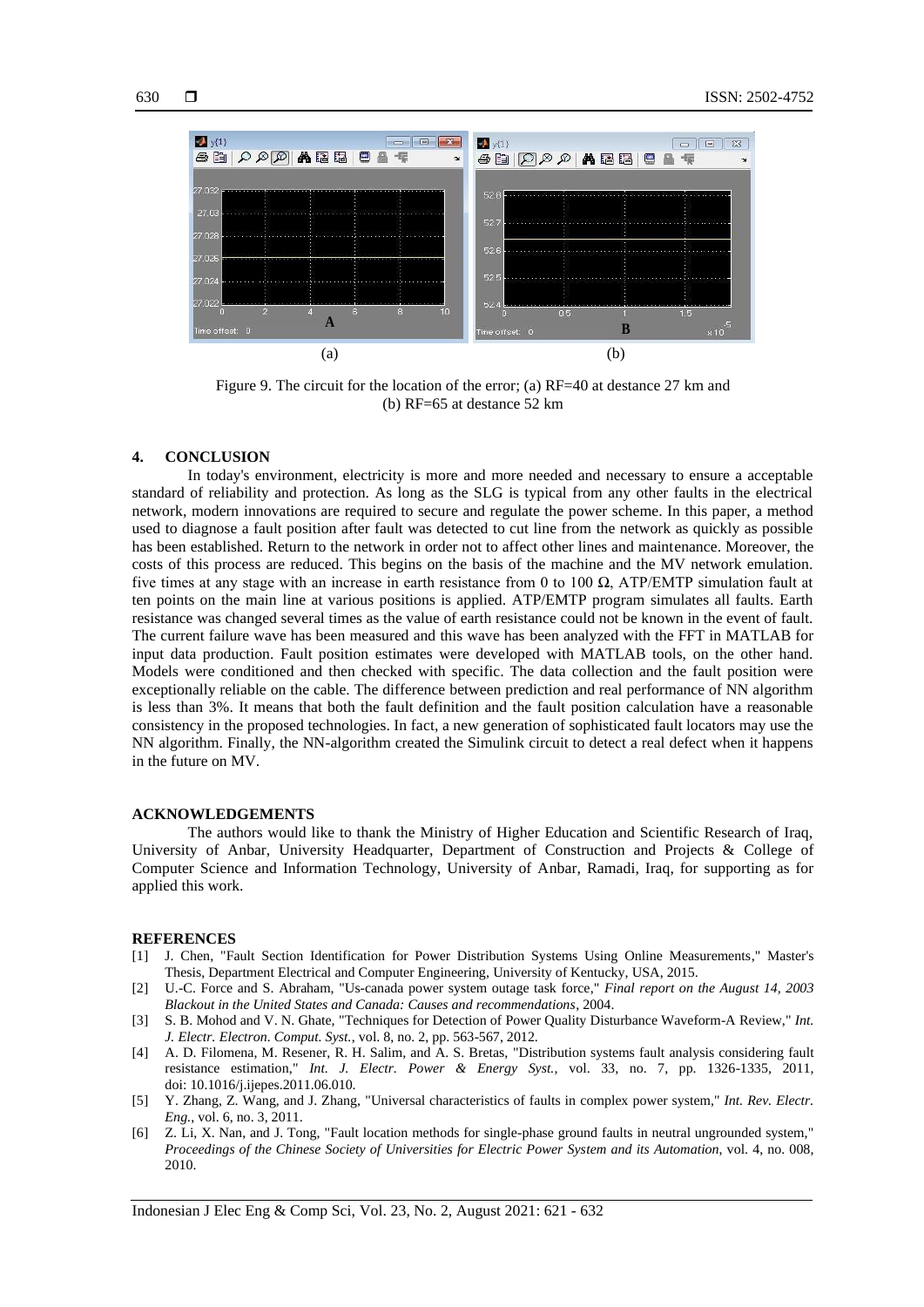Figure 9. The circuit for the location of the error; (a) RF=40 at destance 27 km and (b) RF=65 at destance 52 km

## 4. CONCLUSION

In today's environment, electricity is more and more needed and necessary to ensure a acceptable standard of reliability and protection. As long as the SLG is typical from any other faults in the electrical network, modern innovations are required to secure and regulate the power scheme. In this paper, a method used to diagnose a fault position after fault was detected to cut line from the network as quickly as possible has been established. Return to the network in order not to affect other lines and maintenance. Moreover, the costs of this process are reduced. This begins on the basis of the machine and the MV network emulation. five times at any stage with an increase in earth resistance from 0 to 100 Ω, ATP/EMTP simulation fault at ten points on the main line at various positions is applied. ATP/EMTP program simulates all faults. Earth resistance was changed several times as the value of earth resistance could not be known in the event of fault. The current failure wave has been measured and this wave has been analyzed with the FFT in MATLAB for input data production. Fault position estimates were developed with MATLAB tools, on the other hand. Models were conditioned and then checked with specific. The data collection and the fault position were exceptionally reliable on the cable. The difference between prediction and real performance of NN algorithm is less than 3%. It means that both the fault definition and the fault position calculation have a reasonable consistency in the proposed technologies. In fact, a new generation of sophisticated fault locators may use the NN algorithm. Finally, the NN-algorithm created the Simulink circuit to detect a real defect when it happens in the future on MV.

## ACKNOWLEDGEMENTS

The authors would like to thank the Ministry of Higher Education and Scientific Research of Iraq, University of Anbar, University Headquarter, Department of Construction and Projects & College of Computer Science and Information Technology, University of Anbar, Ramadi, Iraq, for supporting as for applied this work.

## REFERENCES

[1] J. Chen, "Fault Section Identification for Power Distribution Systems Using Online Measurements," Master's Thesis, Department Electrical and Computer Engineering, University of Kentucky, USA, 2015.

[2] U.-C. Force and S. Abraham, "Us-canada power system outage task force," *Final report on the August 14, 2003 Blackout in the United States and Canada: Causes and recommendations*, 2004.

[3] S. B. Mohod and V. N. Ghate, "Techniques for Detection of Power Quality Disturbance Waveform-A Review," *Int. J. Electr. Electron. Comput. Syst.*, vol. 8, no. 2, pp. 563-567, 2012.

[4] A. D. Filomena, M. Resener, R. H. Salim, and A. S. Bretas, "Distribution systems fault analysis considering fault resistance estimation," *Int. J. Electr. Power & Energy Syst.*, vol. 33, no. 7, pp. 1326-1335, 2011, doi: 10.1016/j.ijepes.2011.06.010.

[5] Y. Zhang, Z. Wang, and J. Zhang, "Universal characteristics of faults in complex power system," *Int. Rev. Electr. Eng.*, vol. 6, no. 3, 2011.

[6] Z. Li, X. Nan, and J. Tong, "Fault location methods for single-phase ground faults in neutral ungrounded system," *Proceedings of the Chinese Society of Universities for Electric Power System and its Automation*, vol. 4, no. 008, 2010.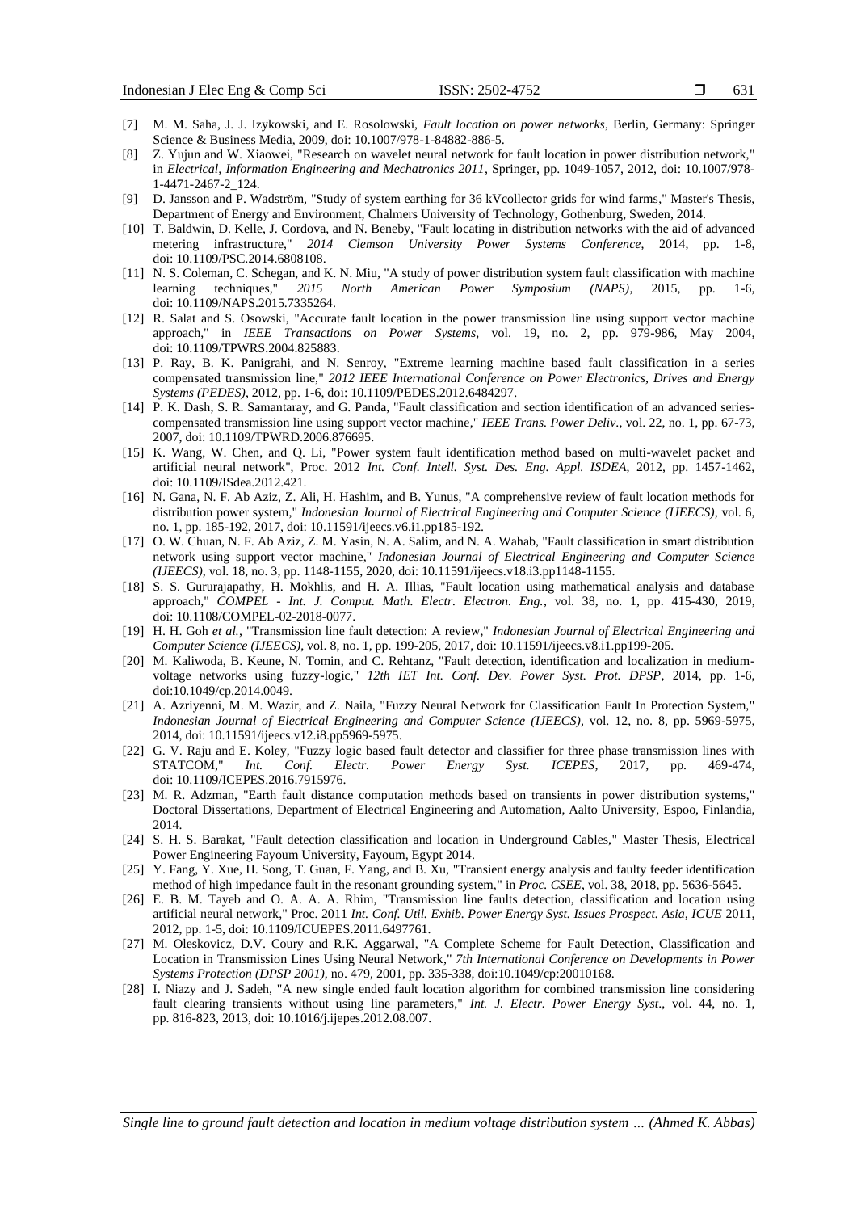[7] M. M. Saha, J. J. Izykowski, and E. Rosolowski, *Fault location on power networks*, Berlin, Germany: Springer Science & Business Media, 2009, doi: 10.1007/978-1-84882-886-5.

[8] Z. Yujun and W. Xiaowei, "Research on wavelet neural network for fault location in power distribution network," in *Electrical, Information Engineering and Mechatronics 2011*, Springer, pp. 1049-1057, 2012, doi: 10.1007/978-1-4471-2467-2_124.

[9] D. Jansson and P. Wadström, "Study of system earthing for 36 kVcollector grids for wind farms," Master's Thesis, Department of Energy and Environment, Chalmers University of Technology, Gothenburg, Sweden, 2014.

[10] T. Baldwin, D. Kelle, J. Cordova, and N. Beneby, "Fault locating in distribution networks with the aid of advanced metering infrastructure," *2014 Clemson University Power Systems Conference*, 2014, pp. 1-8, doi: 10.1109/PSC.2014.6808108.

[11] N. S. Coleman, C. Schegan, and K. N. Miu, "A study of power distribution system fault classification with machine learning techniques," *2015 North American Power Symposium (NAPS)*, 2015, pp. 1-6, doi: 10.1109/NAPS.2015.7335264.

[12] R. Salat and S. Osowski, "Accurate fault location in the power transmission line using support vector machine approach," in *IEEE Transactions on Power Systems*, vol. 19, no. 2, pp. 979-986, May 2004, doi: 10.1109/TPWRS.2004.825883.

[13] P. Ray, B. K. Panigrahi, and N. Senroy, "Extreme learning machine based fault classification in a series compensated transmission line," *2012 IEEE International Conference on Power Electronics, Drives and Energy Systems (PEDES)*, 2012, pp. 1-6, doi: 10.1109/PEDES.2012.6484297.

[14] P. K. Dash, S. R. Samantaray, and G. Panda, "Fault classification and section identification of an advanced series-compensated transmission line using support vector machine," *IEEE Trans. Power Deliv.*, vol. 22, no. 1, pp. 67-73, 2007, doi: 10.1109/TPWRD.2006.876695.

[15] K. Wang, W. Chen, and Q. Li, "Power system fault identification method based on multi-wavelet packet and artificial neural network", Proc. 2012 *Int. Conf. Intell. Syst. Des. Eng. Appl. ISDEA*, 2012, pp. 1457-1462, doi: 10.1109/ISdea.2012.421.

[16] N. Gana, N. F. Ab Aziz, Z. Ali, H. Hashim, and B. Yunus, "A comprehensive review of fault location methods for distribution power system," *Indonesian Journal of Electrical Engineering and Computer Science (IJEECS)*, vol. 6, no. 1, pp. 185-192, 2017, doi: 10.11591/ijeecs.v6.i1.pp185-192.

[17] O. W. Chuan, N. F. Ab Aziz, Z. M. Yasin, N. A. Salim, and N. A. Wahab, "Fault classification in smart distribution network using support vector machine," *Indonesian Journal of Electrical Engineering and Computer Science (IJEECS)*, vol. 18, no. 3, pp. 1148-1155, 2020, doi: 10.11591/ijeecs.v18.i3.pp1148-1155.

[18] S. S. Gururajapathy, H. Mokhlis, and H. A. Illias, "Fault location using mathematical analysis and database approach," *COMPEL - Int. J. Comput. Math. Electr. Electron. Eng.*, vol. 38, no. 1, pp. 415-430, 2019, doi: 10.1108/COMPEL-02-2018-0077.

[19] H. H. Goh *et al.*, "Transmission line fault detection: A review," *Indonesian Journal of Electrical Engineering and Computer Science (IJEECS)*, vol. 8, no. 1, pp. 199-205, 2017, doi: 10.11591/ijeecs.v8.i1.pp199-205.

[20] M. Kaliwoda, B. Keune, N. Tomin, and C. Rehtanz, "Fault detection, identification and localization in medium-voltage networks using fuzzy-logic," *12th IET Int. Conf. Dev. Power Syst. Prot. DPSP*, 2014, pp. 1-6, doi:10.1049/cp.2014.0049.

[21] A. Azriyenni, M. M. Wazir, and Z. Naila, "Fuzzy Neural Network for Classification Fault In Protection System," *Indonesian Journal of Electrical Engineering and Computer Science (IJEECS)*, vol. 12, no. 8, pp. 5969-5975, 2014, doi: 10.11591/ijeecs.v12.i8.pp5969-5975.

[22] G. V. Raju and E. Koley, "Fuzzy logic based fault detector and classifier for three phase transmission lines with STATCOM," *Int. Conf. Electr. Power Energy Syst. ICEPES*, 2017, pp. 469-474, doi: 10.1109/ICEPES.2016.7915976.

[23] M. R. Adzman, "Earth fault distance computation methods based on transients in power distribution systems," Doctoral Dissertations, Department of Electrical Engineering and Automation, Aalto University, Espoo, Finlandia, 2014.

[24] S. H. S. Barakat, "Fault detection classification and location in Underground Cables," Master Thesis, Electrical Power Engineering Fayoum University, Fayoum, Egypt 2014.

[25] Y. Fang, Y. Xue, H. Song, T. Guan, F. Yang, and B. Xu, "Transient energy analysis and faulty feeder identification method of high impedance fault in the resonant grounding system," in *Proc. CSEE*, vol. 38, 2018, pp. 5636-5645.

[26] E. B. M. Tayeb and O. A. A. A. Rhim, "Transmission line faults detection, classification and location using artificial neural network," Proc. 2011 *Int. Conf. Util. Exhib. Power Energy Syst. Issues Prospect. Asia, ICUE* 2011, 2012, pp. 1-5, doi: 10.1109/ICUEPES.2011.6497761.

[27] M. Oleskovicz, D.V. Coury and R.K. Aggarwal, "A Complete Scheme for Fault Detection, Classification and Location in Transmission Lines Using Neural Network," *7th International Conference on Developments in Power Systems Protection (DPSP 2001)*, no. 479, 2001, pp. 335-338, doi:10.1049/cp:20010168.

[28] I. Niazy and J. Sadeh, "A new single ended fault location algorithm for combined transmission line considering fault clearing transients without using line parameters," *Int. J. Electr. Power Energy Syst.*, vol. 44, no. 1, pp. 816-823, 2013, doi: 10.1016/j.ijepes.2012.08.007.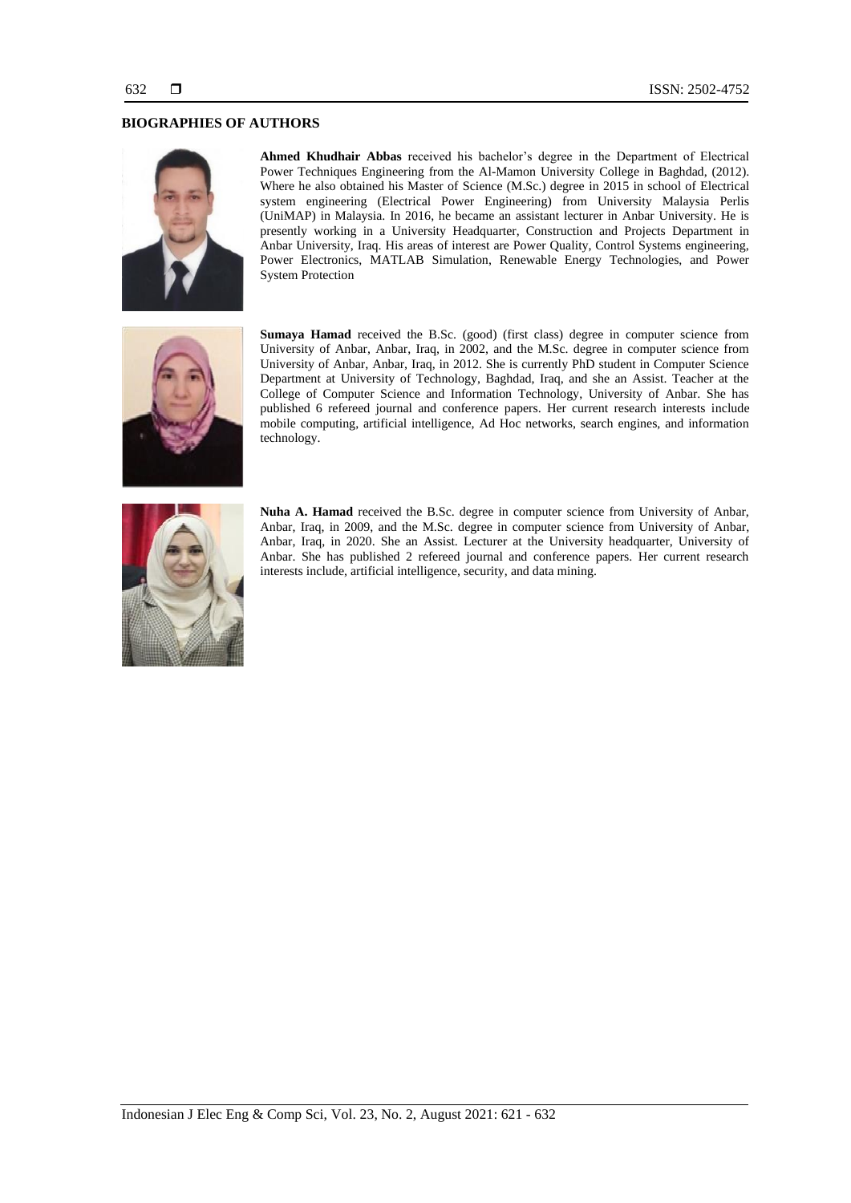## BIOGRAPHIES OF AUTHORS

**Ahmed Khudhair Abbas** received his bachelor's degree in the Department of Electrical Power Techniques Engineering from the Al-Mamon University College in Baghdad, (2012). Where he also obtained his Master of Science (M.Sc.) degree in 2015 in school of Electrical system engineering (Electrical Power Engineering) from University Malaysia Perlis (UniMAP) in Malaysia. In 2016, he became an assistant lecturer in Anbar University. He is presently working in a University Headquarter, Construction and Projects Department in Anbar University, Iraq. His areas of interest are Power Quality, Control Systems engineering, Power Electronics, MATLAB Simulation, Renewable Energy Technologies, and Power System Protection

**Sumaya Hamad** received the B.Sc. (good) (first class) degree in computer science from University of Anbar, Anbar, Iraq, in 2002, and the M.Sc. degree in computer science from University of Anbar, Anbar, Iraq, in 2012. She is currently PhD student in Computer Science Department at University of Technology, Baghdad, Iraq, and she an Assist. Teacher at the College of Computer Science and Information Technology, University of Anbar. She has published 6 refereed journal and conference papers. Her current research interests include mobile computing, artificial intelligence, Ad Hoc networks, search engines, and information technology.

**Nuha A. Hamad** received the B.Sc. degree in computer science from University of Anbar, Anbar, Iraq, in 2009, and the M.Sc. degree in computer science from University of Anbar, Anbar, Iraq, in 2020. She an Assist. Lecturer at the University headquarter, University of Anbar. She has published 2 refereed journal and conference papers. Her current research interests include, artificial intelligence, security, and data mining.